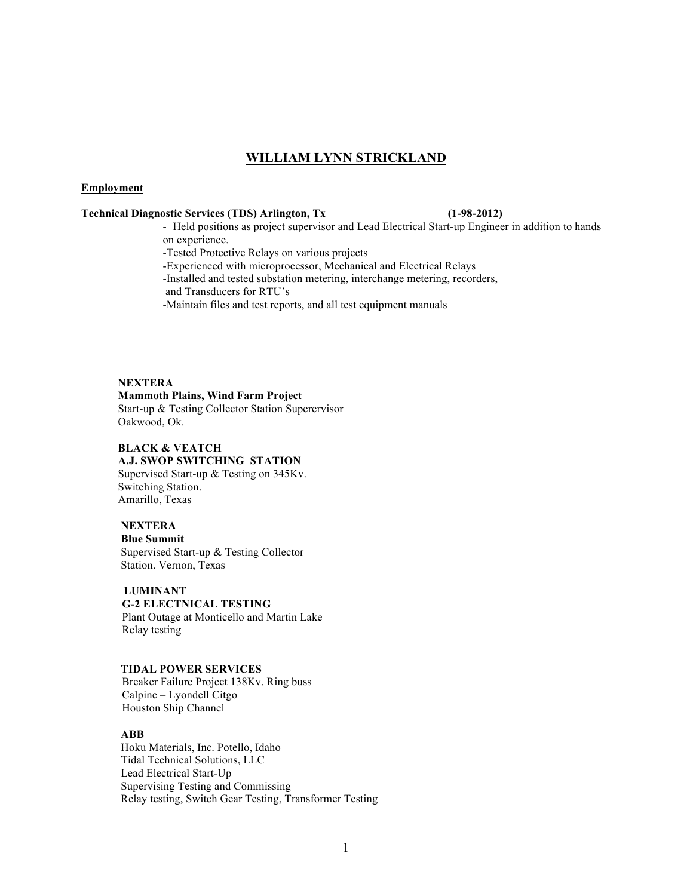# WILLIAM LYNN STRICKLAND

## Employment

**Technical Diagnostic Services (TDS) Arlington, Tx (1-98-2012)**

- Held positions as project supervisor and Lead Electrical Start-up Engineer in addition to hands on experience.
- Tested Protective Relays on various projects
- Experienced with microprocessor, Mechanical and Electrical Relays
- Installed and tested substation metering, interchange metering, recorders, and Transducers for RTU's
- Maintain files and test reports, and all test equipment manuals

**NEXTERA**
**Mammoth Plains, Wind Farm Project**
Start-up & Testing Collector Station Superervisor
Oakwood, Ok.

**BLACK & VEATCH**
**A.J. SWOP SWITCHING STATION**
Supervised Start-up & Testing on 345Kv.
Switching Station.
Amarillo, Texas

**NEXTERA**
**Blue Summit**
Supervised Start-up & Testing Collector
Station. Vernon, Texas

**LUMINANT**
**G-2 ELECTNICAL TESTING**
Plant Outage at Monticello and Martin Lake
Relay testing

**TIDAL POWER SERVICES**
Breaker Failure Project 138Kv. Ring buss
Calpine – Lyondell Citgo
Houston Ship Channel

**ABB**
Hoku Materials, Inc. Potello, Idaho
Tidal Technical Solutions, LLC
Lead Electrical Start-Up
Supervising Testing and Commissing
Relay testing, Switch Gear Testing, Transformer Testing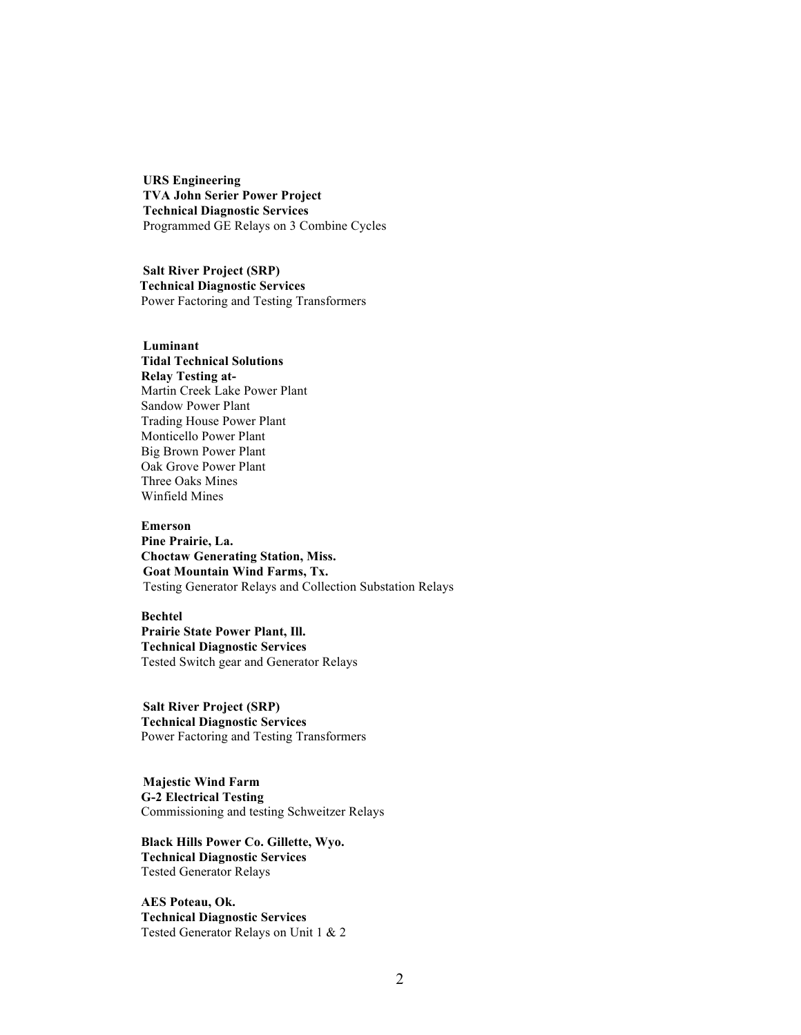**URS Engineering**  
**TVA John Serier Power Project**  
**Technical Diagnostic Services**  
Programmed GE Relays on 3 Combine Cycles

**Salt River Project (SRP)**  
**Technical Diagnostic Services**  
Power Factoring and Testing Transformers

**Luminant**  
**Tidal Technical Solutions**  
**Relay Testing at-**  
Martin Creek Lake Power Plant  
Sandow Power Plant  
Trading House Power Plant  
Monticello Power Plant  
Big Brown Power Plant  
Oak Grove Power Plant  
Three Oaks Mines  
Winfield Mines

**Emerson**  
**Pine Prairie, La.**  
**Choctaw Generating Station, Miss.**  
**Goat Mountain Wind Farms, Tx.**  
Testing Generator Relays and Collection Substation Relays

**Bechtel**  
**Prairie State Power Plant, Ill.**  
**Technical Diagnostic Services**  
Tested Switch gear and Generator Relays

**Salt River Project (SRP)**  
**Technical Diagnostic Services**  
Power Factoring and Testing Transformers

**Majestic Wind Farm**  
**G-2 Electrical Testing**  
Commissioning and testing Schweitzer Relays

**Black Hills Power Co. Gillette, Wyo.**  
**Technical Diagnostic Services**  
Tested Generator Relays

**AES Poteau, Ok.**  
**Technical Diagnostic Services**  
Tested Generator Relays on Unit 1 & 2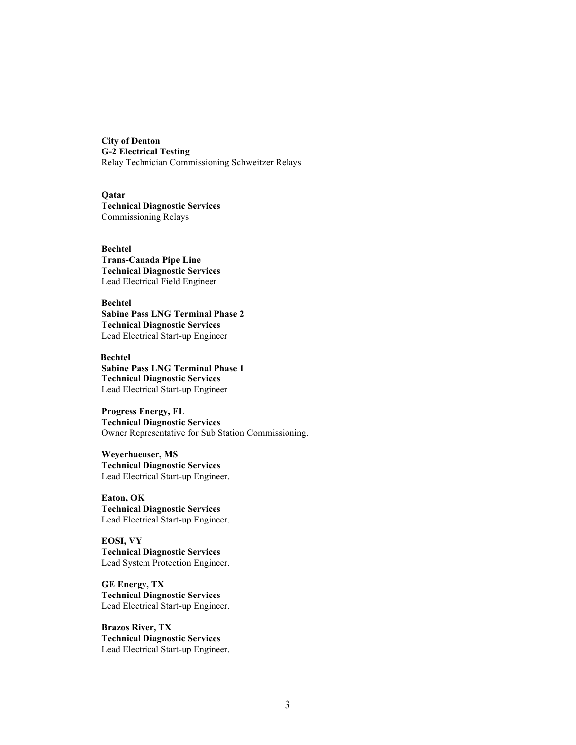**City of Denton**
**G-2 Electrical Testing**
Relay Technician Commissioning Schweitzer Relays

**Qatar**
**Technical Diagnostic Services**
Commissioning Relays

**Bechtel**
**Trans-Canada Pipe Line**
**Technical Diagnostic Services**
Lead Electrical Field Engineer

**Bechtel**
**Sabine Pass LNG Terminal Phase 2**
**Technical Diagnostic Services**
Lead Electrical Start-up Engineer

**Bechtel**
**Sabine Pass LNG Terminal Phase 1**
**Technical Diagnostic Services**
Lead Electrical Start-up Engineer

**Progress Energy, FL**
**Technical Diagnostic Services**
Owner Representative for Sub Station Commissioning.

**Weyerhaeuser, MS**
**Technical Diagnostic Services**
Lead Electrical Start-up Engineer.

**Eaton, OK**
**Technical Diagnostic Services**
Lead Electrical Start-up Engineer.

**EOSI, VY**
**Technical Diagnostic Services**
Lead System Protection Engineer.

**GE Energy, TX**
**Technical Diagnostic Services**
Lead Electrical Start-up Engineer.

**Brazos River, TX**
**Technical Diagnostic Services**
Lead Electrical Start-up Engineer.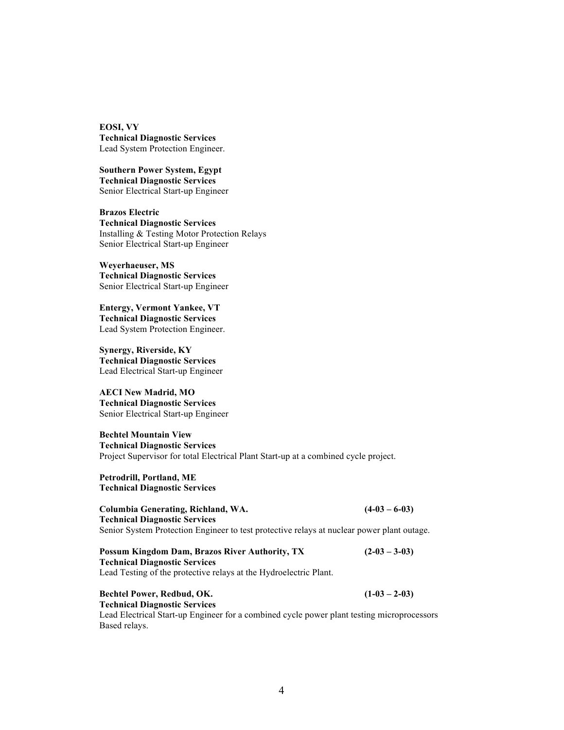**EOSI, VY**
**Technical Diagnostic Services**
Lead System Protection Engineer.

**Southern Power System, Egypt**
**Technical Diagnostic Services**
Senior Electrical Start-up Engineer

**Brazos Electric**
**Technical Diagnostic Services**
Installing & Testing Motor Protection Relays
Senior Electrical Start-up Engineer

**Weyerhaeuser, MS**
**Technical Diagnostic Services**
Senior Electrical Start-up Engineer

**Entergy, Vermont Yankee, VT**
**Technical Diagnostic Services**
Lead System Protection Engineer.

**Synergy, Riverside, KY**
**Technical Diagnostic Services**
Lead Electrical Start-up Engineer

**AECI New Madrid, MO**
**Technical Diagnostic Services**
Senior Electrical Start-up Engineer

**Bechtel Mountain View**
**Technical Diagnostic Services**
Project Supervisor for total Electrical Plant Start-up at a combined cycle project.

**Petrodrill, Portland, ME**
**Technical Diagnostic Services**

**Columbia Generating, Richland, WA. (4-03 – 6-03)**
**Technical Diagnostic Services**
Senior System Protection Engineer to test protective relays at nuclear power plant outage.

**Possum Kingdom Dam, Brazos River Authority, TX (2-03 – 3-03)**
**Technical Diagnostic Services**
Lead Testing of the protective relays at the Hydroelectric Plant.

**Bechtel Power, Redbud, OK. (1-03 – 2-03)**
**Technical Diagnostic Services**
Lead Electrical Start-up Engineer for a combined cycle power plant testing microprocessors Based relays.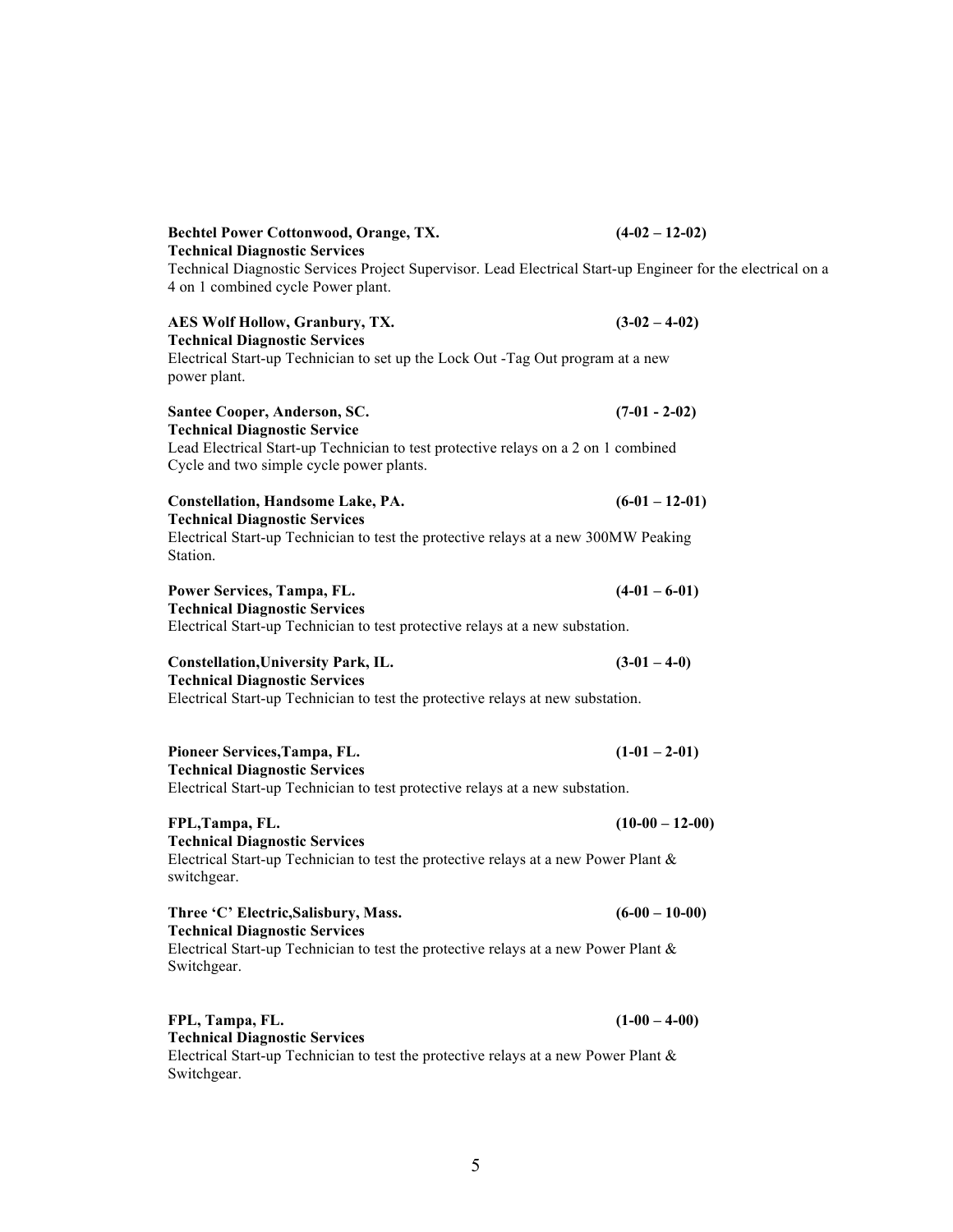**Bechtel Power Cottonwood, Orange, TX.** **(4-02 – 12-02)**
**Technical Diagnostic Services**
Technical Diagnostic Services Project Supervisor. Lead Electrical Start-up Engineer for the electrical on a 4 on 1 combined cycle Power plant.

**AES Wolf Hollow, Granbury, TX.** **(3-02 – 4-02)**
**Technical Diagnostic Services**
Electrical Start-up Technician to set up the Lock Out -Tag Out program at a new power plant.

**Santee Cooper, Anderson, SC.** **(7-01 - 2-02)**
**Technical Diagnostic Service**
Lead Electrical Start-up Technician to test protective relays on a 2 on 1 combined Cycle and two simple cycle power plants.

**Constellation, Handsome Lake, PA.** **(6-01 – 12-01)**
**Technical Diagnostic Services**
Electrical Start-up Technician to test the protective relays at a new 300MW Peaking Station.

**Power Services, Tampa, FL.** **(4-01 – 6-01)**
**Technical Diagnostic Services**
Electrical Start-up Technician to test protective relays at a new substation.

**Constellation,University Park, IL.** **(3-01 – 4-0)**
**Technical Diagnostic Services**
Electrical Start-up Technician to test the protective relays at new substation.

**Pioneer Services,Tampa, FL.** **(1-01 – 2-01)**
**Technical Diagnostic Services**
Electrical Start-up Technician to test protective relays at a new substation.

**FPL,Tampa, FL.** **(10-00 – 12-00)**
**Technical Diagnostic Services**
Electrical Start-up Technician to test the protective relays at a new Power Plant & switchgear.

**Three 'C' Electric,Salisbury, Mass.** **(6-00 – 10-00)**
**Technical Diagnostic Services**
Electrical Start-up Technician to test the protective relays at a new Power Plant & Switchgear.

**FPL, Tampa, FL.** **(1-00 – 4-00)**
**Technical Diagnostic Services**
Electrical Start-up Technician to test the protective relays at a new Power Plant & Switchgear.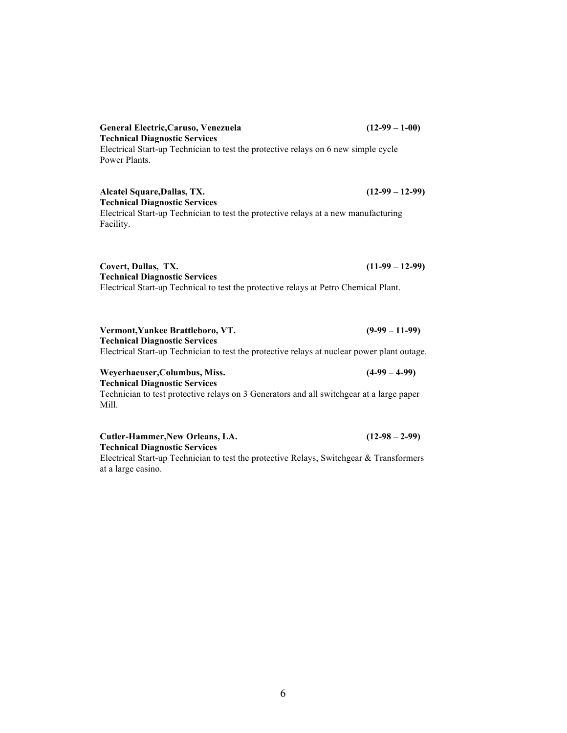**General Electric,Caruso, Venezuela (12-99 – 1-00)**
**Technical Diagnostic Services**
Electrical Start-up Technician to test the protective relays on 6 new simple cycle Power Plants.

**Alcatel Square,Dallas, TX. (12-99 – 12-99)**
**Technical Diagnostic Services**
Electrical Start-up Technician to test the protective relays at a new manufacturing Facility.

**Covert, Dallas, TX. (11-99 – 12-99)**
**Technical Diagnostic Services**
Electrical Start-up Technical to test the protective relays at Petro Chemical Plant.

**Vermont,Yankee Brattleboro, VT. (9-99 – 11-99)**
**Technical Diagnostic Services**
Electrical Start-up Technician to test the protective relays at nuclear power plant outage.

**Weyerhaeuser,Columbus, Miss. (4-99 – 4-99)**
**Technical Diagnostic Services**
Technician to test protective relays on 3 Generators and all switchgear at a large paper Mill.

**Cutler-Hammer,New Orleans, LA. (12-98 – 2-99)**
**Technical Diagnostic Services**
Electrical Start-up Technician to test the protective Relays, Switchgear & Transformers at a large casino.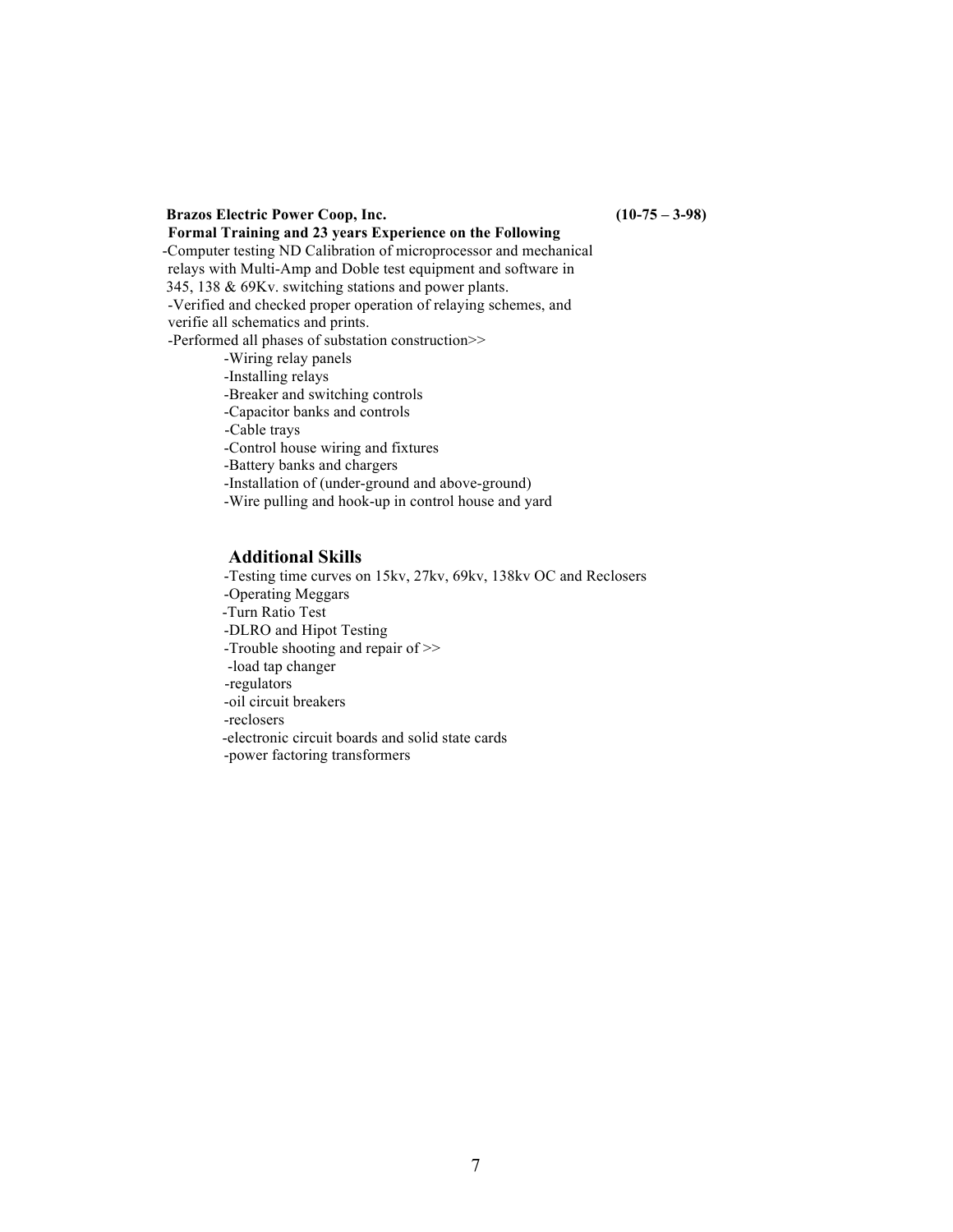**Brazos Electric Power Coop, Inc.** **(10-75 – 3-98)**

**Formal Training and 23 years Experience on the Following**

-Computer testing ND Calibration of microprocessor and mechanical relays with Multi-Amp and Doble test equipment and software in 345, 138 & 69Kv. switching stations and power plants.

-Verified and checked proper operation of relaying schemes, and verifie all schematics and prints.

-Performed all phases of substation construction>>

- -Wiring relay panels
- -Installing relays
- -Breaker and switching controls
- -Capacitor banks and controls
- -Cable trays
- -Control house wiring and fixtures
- -Battery banks and chargers
- -Installation of (under-ground and above-ground)
- -Wire pulling and hook-up in control house and yard

## Additional Skills

- -Testing time curves on 15kv, 27kv, 69kv, 138kv OC and Reclosers
- -Operating Meggars
- -Turn Ratio Test
- -DLRO and Hipot Testing
- -Trouble shooting and repair of >>
- -load tap changer
- -regulators
- -oil circuit breakers
- -reclosers
- -electronic circuit boards and solid state cards
- -power factoring transformers